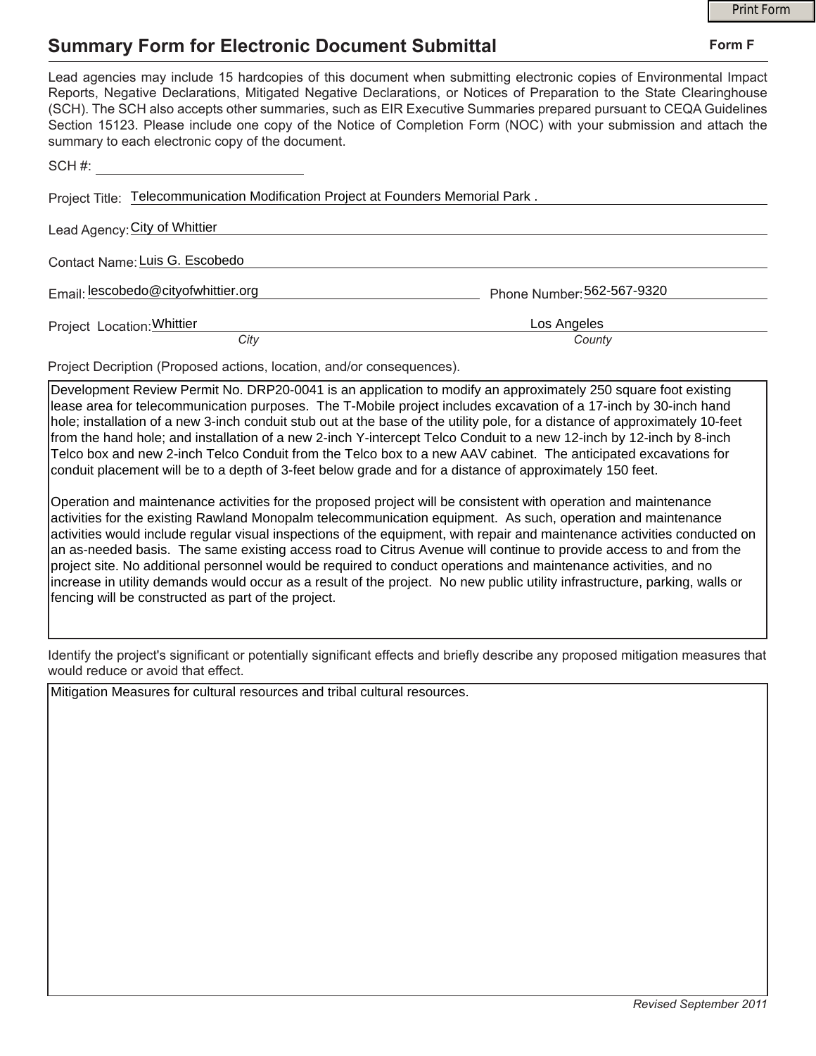# Summary Form for Electronic Document Submittal

**Form F**

Lead agencies may include 15 hardcopies of this document when submitting electronic copies of Environmental Impact Reports, Negative Declarations, Mitigated Negative Declarations, or Notices of Preparation to the State Clearinghouse (SCH). The SCH also accepts other summaries, such as EIR Executive Summaries prepared pursuant to CEQA Guidelines Section 15123. Please include one copy of the Notice of Completion Form (NOC) with your submission and attach the summary to each electronic copy of the document.

SCH #: 

Project Title: Telecommunication Modification Project at Founders Memorial Park .

Lead Agency: City of Whittier

Contact Name: Luis G. Escobedo

Email: lescobedo@cityofwhittier.org

Phone Number: 562-567-9320

Project Location: Whittier (*City*), Los Angeles (*County*)

Project Decription (Proposed actions, location, and/or consequences).

Development Review Permit No. DRP20-0041 is an application to modify an approximately 250 square foot existing lease area for telecommunication purposes. The T-Mobile project includes excavation of a 17-inch by 30-inch hand hole; installation of a new 3-inch conduit stub out at the base of the utility pole, for a distance of approximately 10-feet from the hand hole; and installation of a new 2-inch Y-intercept Telco Conduit to a new 12-inch by 12-inch by 8-inch Telco box and new 2-inch Telco Conduit from the Telco box to a new AAV cabinet. The anticipated excavations for conduit placement will be to a depth of 3-feet below grade and for a distance of approximately 150 feet.

Operation and maintenance activities for the proposed project will be consistent with operation and maintenance activities for the existing Rawland Monopalm telecommunication equipment. As such, operation and maintenance activities would include regular visual inspections of the equipment, with repair and maintenance activities conducted on an as-needed basis. The same existing access road to Citrus Avenue will continue to provide access to and from the project site. No additional personnel would be required to conduct operations and maintenance activities, and no increase in utility demands would occur as a result of the project. No new public utility infrastructure, parking, walls or fencing will be constructed as part of the project.

Identify the project's significant or potentially significant effects and briefly describe any proposed mitigation measures that would reduce or avoid that effect.

Mitigation Measures for cultural resources and tribal cultural resources.

*Revised September 2011*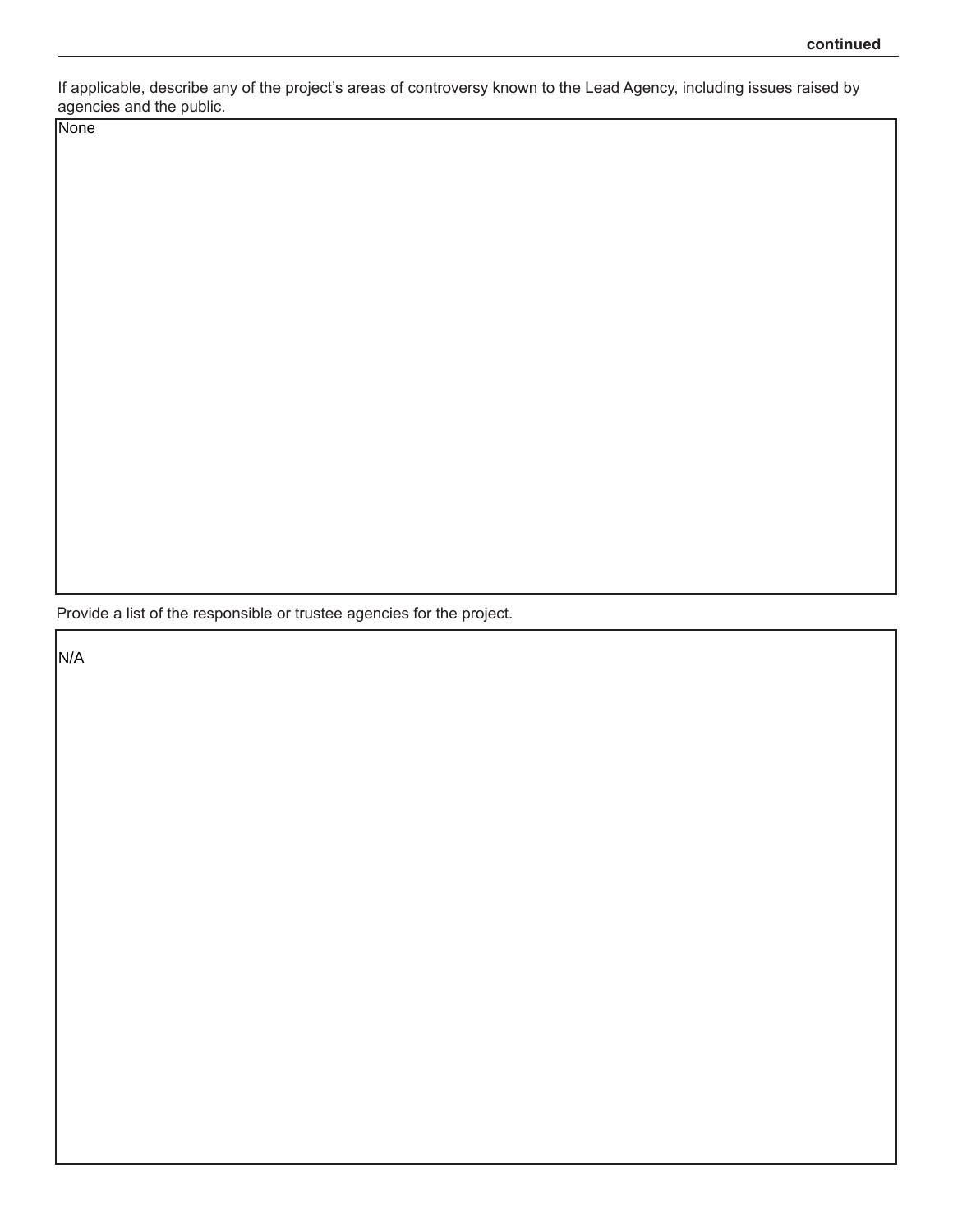If applicable, describe any of the project's areas of controversy known to the Lead Agency, including issues raised by agencies and the public.

None

Provide a list of the responsible or trustee agencies for the project.

N/A